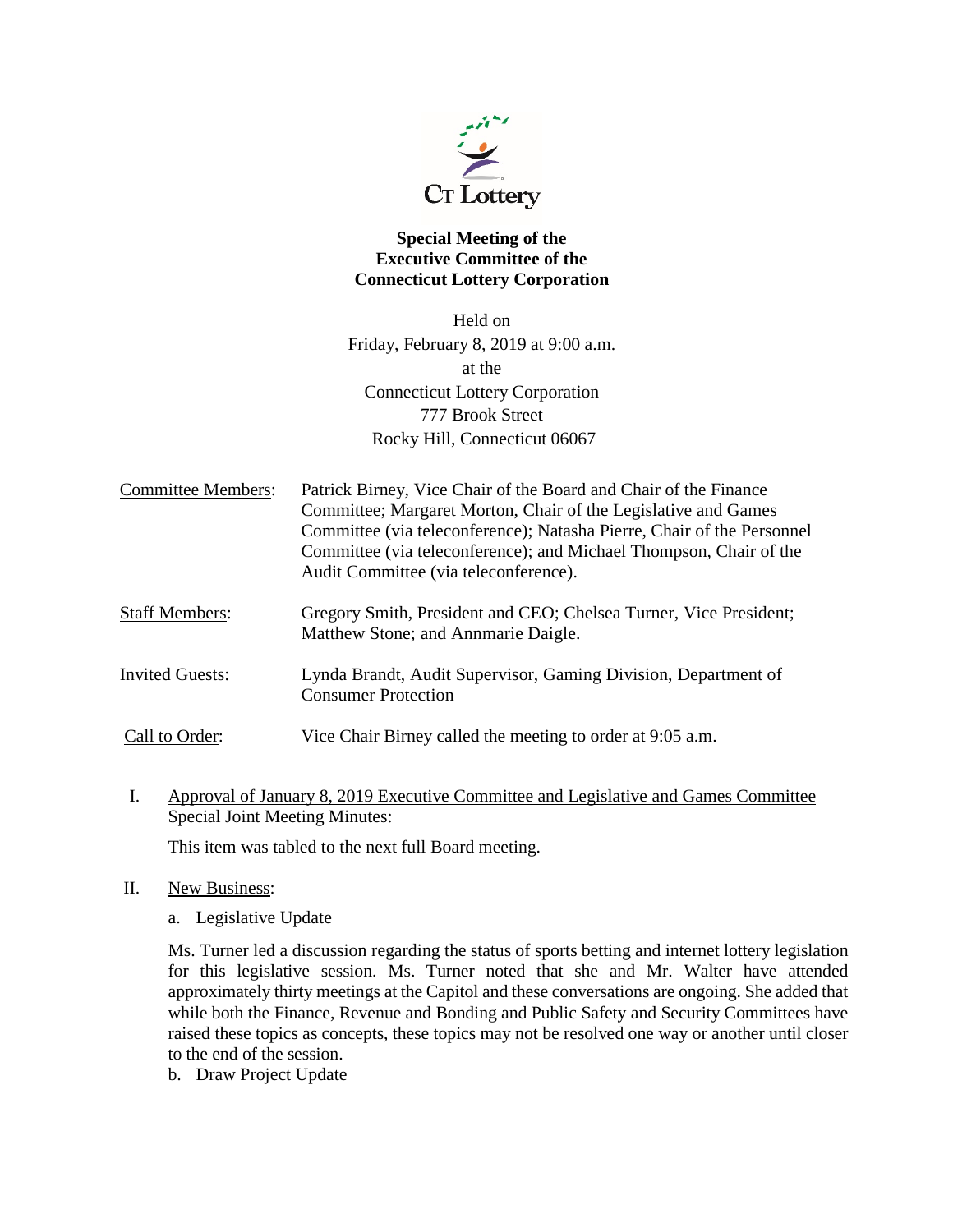**Special Meeting of the**
**Executive Committee of the**
**Connecticut Lottery Corporation**

Held on
Friday, February 8, 2019 at 9:00 a.m.
at the
Connecticut Lottery Corporation
777 Brook Street
Rocky Hill, Connecticut 06067

Committee Members: Patrick Birney, Vice Chair of the Board and Chair of the Finance Committee; Margaret Morton, Chair of the Legislative and Games Committee (via teleconference); Natasha Pierre, Chair of the Personnel Committee (via teleconference); and Michael Thompson, Chair of the Audit Committee (via teleconference).

Staff Members: Gregory Smith, President and CEO; Chelsea Turner, Vice President; Matthew Stone; and Annmarie Daigle.

Invited Guests: Lynda Brandt, Audit Supervisor, Gaming Division, Department of Consumer Protection

Call to Order: Vice Chair Birney called the meeting to order at 9:05 a.m.

I. Approval of January 8, 2019 Executive Committee and Legislative and Games Committee Special Joint Meeting Minutes:

This item was tabled to the next full Board meeting.

II. New Business:

a. Legislative Update

Ms. Turner led a discussion regarding the status of sports betting and internet lottery legislation for this legislative session. Ms. Turner noted that she and Mr. Walter have attended approximately thirty meetings at the Capitol and these conversations are ongoing. She added that while both the Finance, Revenue and Bonding and Public Safety and Security Committees have raised these topics as concepts, these topics may not be resolved one way or another until closer to the end of the session.

b. Draw Project Update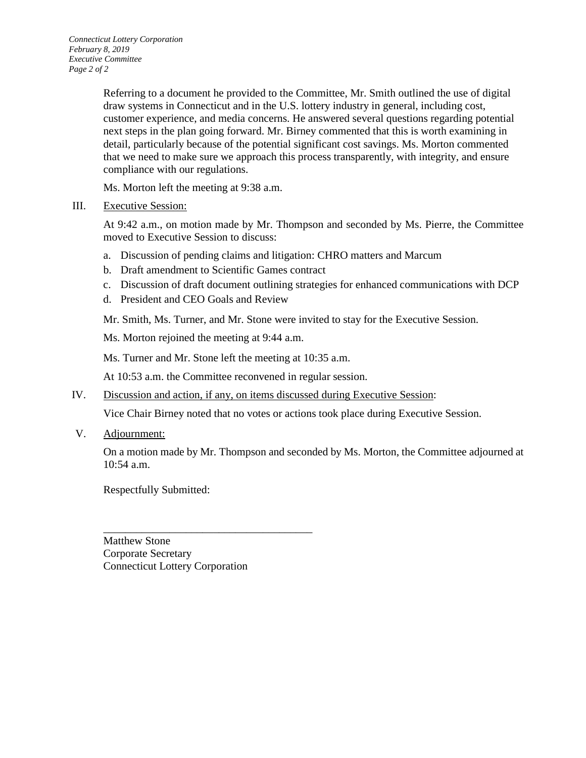Referring to a document he provided to the Committee, Mr. Smith outlined the use of digital draw systems in Connecticut and in the U.S. lottery industry in general, including cost, customer experience, and media concerns. He answered several questions regarding potential next steps in the plan going forward. Mr. Birney commented that this is worth examining in detail, particularly because of the potential significant cost savings. Ms. Morton commented that we need to make sure we approach this process transparently, with integrity, and ensure compliance with our regulations.

Ms. Morton left the meeting at 9:38 a.m.

III. Executive Session:

At 9:42 a.m., on motion made by Mr. Thompson and seconded by Ms. Pierre, the Committee moved to Executive Session to discuss:

a. Discussion of pending claims and litigation: CHRO matters and Marcum
b. Draft amendment to Scientific Games contract
c. Discussion of draft document outlining strategies for enhanced communications with DCP
d. President and CEO Goals and Review

Mr. Smith, Ms. Turner, and Mr. Stone were invited to stay for the Executive Session.

Ms. Morton rejoined the meeting at 9:44 a.m.

Ms. Turner and Mr. Stone left the meeting at 10:35 a.m.

At 10:53 a.m. the Committee reconvened in regular session.

IV. Discussion and action, if any, on items discussed during Executive Session:

Vice Chair Birney noted that no votes or actions took place during Executive Session.

V. Adjournment:

On a motion made by Mr. Thompson and seconded by Ms. Morton, the Committee adjourned at 10:54 a.m.

Respectfully Submitted:

_______________________________________

Matthew Stone
Corporate Secretary
Connecticut Lottery Corporation